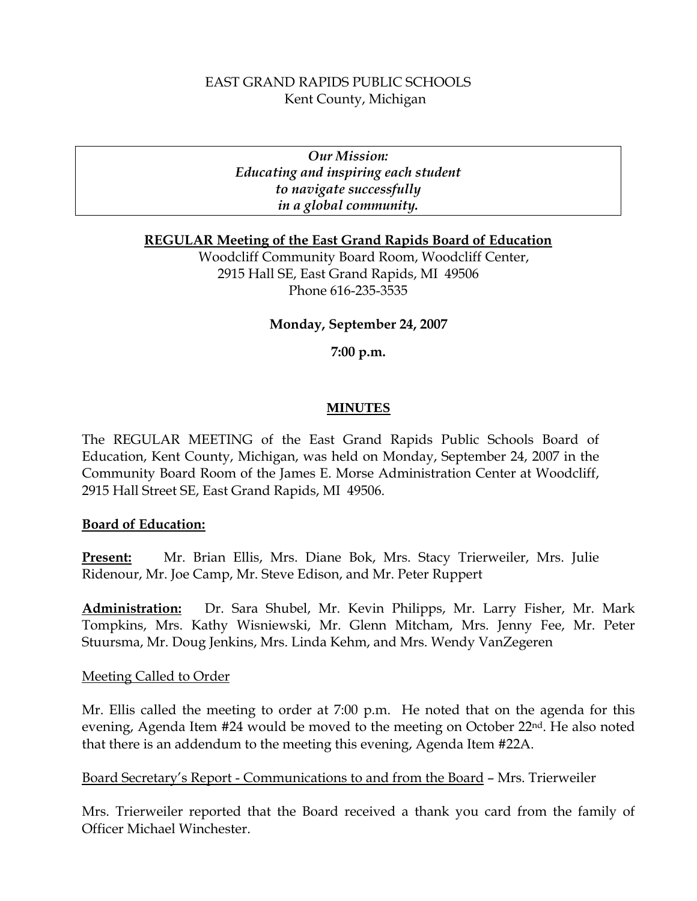EAST GRAND RAPIDS PUBLIC SCHOOLS
Kent County, Michigan

> ***Our Mission:***
> ***Educating and inspiring each student***
> ***to navigate successfully***
> ***in a global community.***

**REGULAR Meeting of the East Grand Rapids Board of Education**

Woodcliff Community Board Room, Woodcliff Center,
2915 Hall SE, East Grand Rapids, MI 49506
Phone 616-235-3535

**Monday, September 24, 2007**

**7:00 p.m.**

## MINUTES

The REGULAR MEETING of the East Grand Rapids Public Schools Board of Education, Kent County, Michigan, was held on Monday, September 24, 2007 in the Community Board Room of the James E. Morse Administration Center at Woodcliff, 2915 Hall Street SE, East Grand Rapids, MI 49506.

**Board of Education:**

**Present:** Mr. Brian Ellis, Mrs. Diane Bok, Mrs. Stacy Trierweiler, Mrs. Julie Ridenour, Mr. Joe Camp, Mr. Steve Edison, and Mr. Peter Ruppert

**Administration:** Dr. Sara Shubel, Mr. Kevin Philipps, Mr. Larry Fisher, Mr. Mark Tompkins, Mrs. Kathy Wisniewski, Mr. Glenn Mitcham, Mrs. Jenny Fee, Mr. Peter Stuursma, Mr. Doug Jenkins, Mrs. Linda Kehm, and Mrs. Wendy VanZegeren

Meeting Called to Order

Mr. Ellis called the meeting to order at 7:00 p.m. He noted that on the agenda for this evening, Agenda Item #24 would be moved to the meeting on October 22nd. He also noted that there is an addendum to the meeting this evening, Agenda Item #22A.

Board Secretary's Report - Communications to and from the Board – Mrs. Trierweiler

Mrs. Trierweiler reported that the Board received a thank you card from the family of Officer Michael Winchester.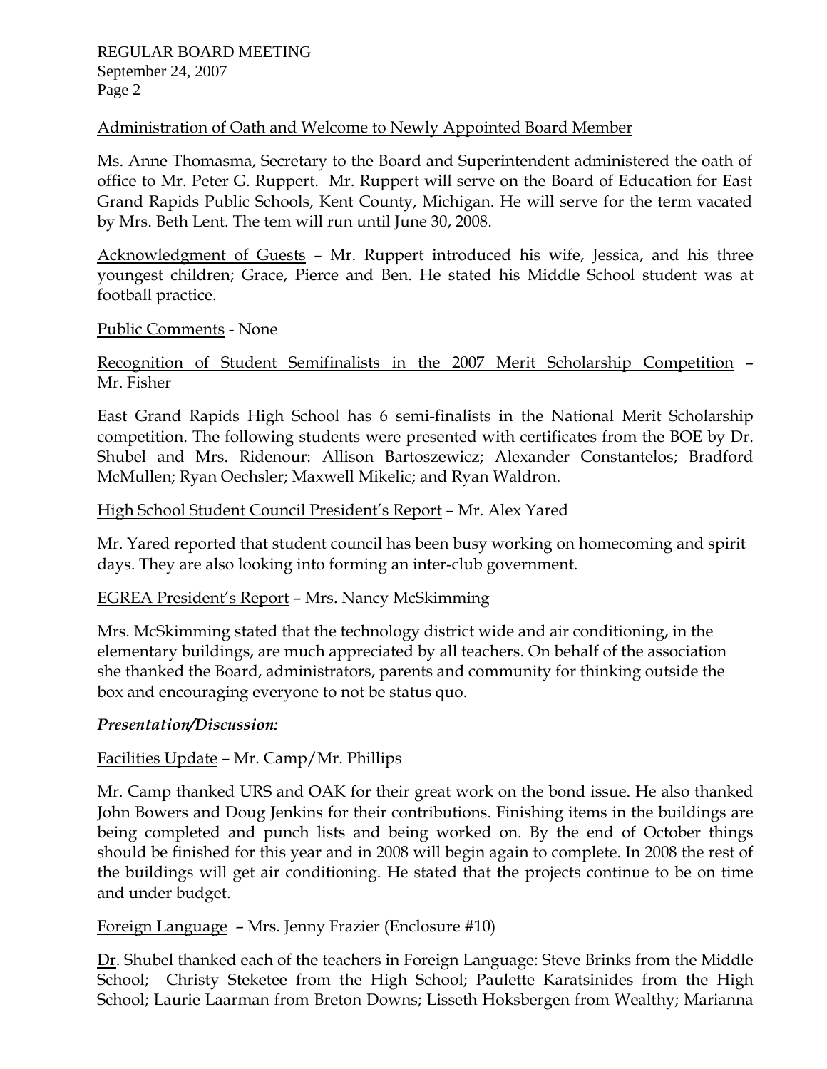Administration of Oath and Welcome to Newly Appointed Board Member

Ms. Anne Thomasma, Secretary to the Board and Superintendent administered the oath of office to Mr. Peter G. Ruppert. Mr. Ruppert will serve on the Board of Education for East Grand Rapids Public Schools, Kent County, Michigan. He will serve for the term vacated by Mrs. Beth Lent. The tem will run until June 30, 2008.

Acknowledgment of Guests – Mr. Ruppert introduced his wife, Jessica, and his three youngest children; Grace, Pierce and Ben. He stated his Middle School student was at football practice.

Public Comments - None

Recognition of Student Semifinalists in the 2007 Merit Scholarship Competition – Mr. Fisher

East Grand Rapids High School has 6 semi-finalists in the National Merit Scholarship competition. The following students were presented with certificates from the BOE by Dr. Shubel and Mrs. Ridenour: Allison Bartoszewicz; Alexander Constantelos; Bradford McMullen; Ryan Oechsler; Maxwell Mikelic; and Ryan Waldron.

High School Student Council President's Report – Mr. Alex Yared

Mr. Yared reported that student council has been busy working on homecoming and spirit days. They are also looking into forming an inter-club government.

EGREA President's Report – Mrs. Nancy McSkimming

Mrs. McSkimming stated that the technology district wide and air conditioning, in the elementary buildings, are much appreciated by all teachers. On behalf of the association she thanked the Board, administrators, parents and community for thinking outside the box and encouraging everyone to not be status quo.

***Presentation/Discussion:***

Facilities Update – Mr. Camp/Mr. Phillips

Mr. Camp thanked URS and OAK for their great work on the bond issue. He also thanked John Bowers and Doug Jenkins for their contributions. Finishing items in the buildings are being completed and punch lists and being worked on. By the end of October things should be finished for this year and in 2008 will begin again to complete. In 2008 the rest of the buildings will get air conditioning. He stated that the projects continue to be on time and under budget.

Foreign Language – Mrs. Jenny Frazier (Enclosure #10)

Dr. Shubel thanked each of the teachers in Foreign Language: Steve Brinks from the Middle School; Christy Steketee from the High School; Paulette Karatsinides from the High School; Laurie Laarman from Breton Downs; Lisseth Hoksbergen from Wealthy; Marianna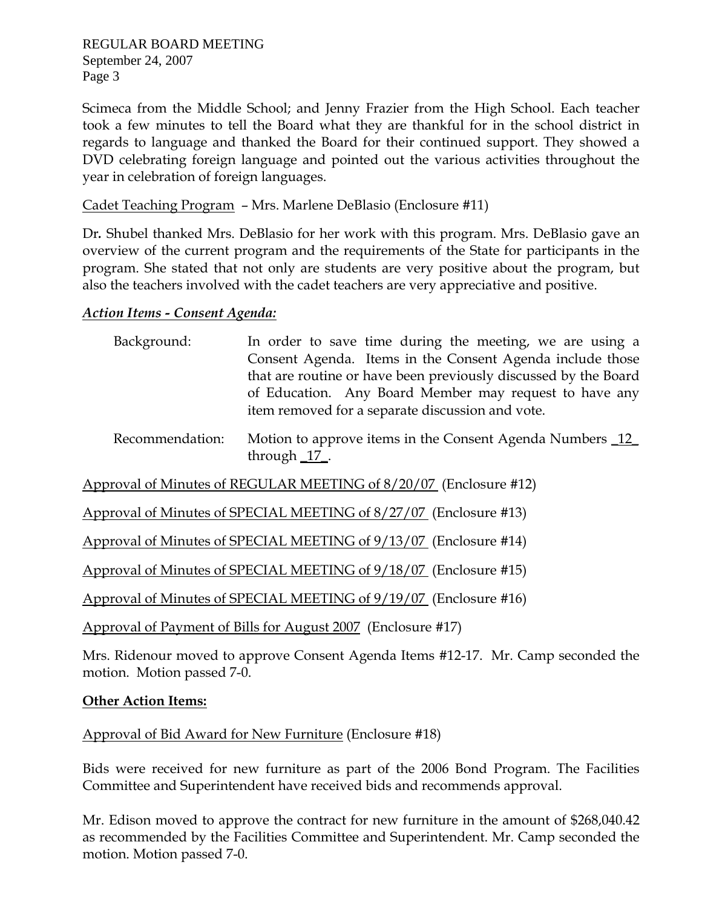Scimeca from the Middle School; and Jenny Frazier from the High School. Each teacher took a few minutes to tell the Board what they are thankful for in the school district in regards to language and thanked the Board for their continued support. They showed a DVD celebrating foreign language and pointed out the various activities throughout the year in celebration of foreign languages.

Cadet Teaching Program – Mrs. Marlene DeBlasio (Enclosure #11)

Dr. Shubel thanked Mrs. DeBlasio for her work with this program. Mrs. DeBlasio gave an overview of the current program and the requirements of the State for participants in the program. She stated that not only are students are very positive about the program, but also the teachers involved with the cadet teachers are very appreciative and positive.

***Action Items - Consent Agenda:***

Background: In order to save time during the meeting, we are using a Consent Agenda. Items in the Consent Agenda include those that are routine or have been previously discussed by the Board of Education. Any Board Member may request to have any item removed for a separate discussion and vote.

Recommendation: Motion to approve items in the Consent Agenda Numbers _12_ through _17_.

Approval of Minutes of REGULAR MEETING of 8/20/07 (Enclosure #12)

Approval of Minutes of SPECIAL MEETING of 8/27/07 (Enclosure #13)

Approval of Minutes of SPECIAL MEETING of 9/13/07 (Enclosure #14)

Approval of Minutes of SPECIAL MEETING of 9/18/07 (Enclosure #15)

Approval of Minutes of SPECIAL MEETING of 9/19/07 (Enclosure #16)

Approval of Payment of Bills for August 2007 (Enclosure #17)

Mrs. Ridenour moved to approve Consent Agenda Items #12-17. Mr. Camp seconded the motion. Motion passed 7-0.

**Other Action Items:**

Approval of Bid Award for New Furniture (Enclosure #18)

Bids were received for new furniture as part of the 2006 Bond Program. The Facilities Committee and Superintendent have received bids and recommends approval.

Mr. Edison moved to approve the contract for new furniture in the amount of $268,040.42 as recommended by the Facilities Committee and Superintendent. Mr. Camp seconded the motion. Motion passed 7-0.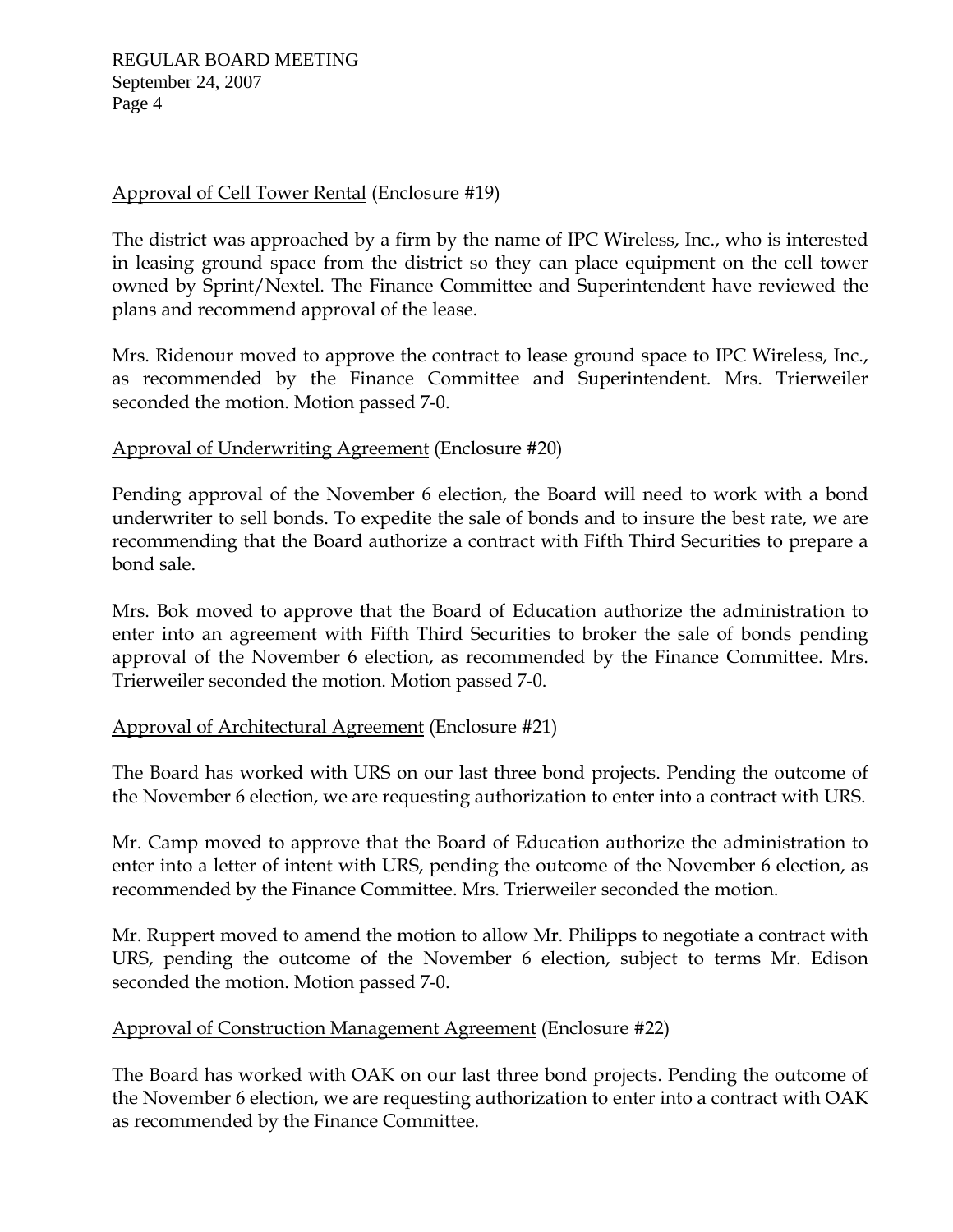Approval of Cell Tower Rental (Enclosure #19)

The district was approached by a firm by the name of IPC Wireless, Inc., who is interested in leasing ground space from the district so they can place equipment on the cell tower owned by Sprint/Nextel. The Finance Committee and Superintendent have reviewed the plans and recommend approval of the lease.

Mrs. Ridenour moved to approve the contract to lease ground space to IPC Wireless, Inc., as recommended by the Finance Committee and Superintendent. Mrs. Trierweiler seconded the motion. Motion passed 7-0.

Approval of Underwriting Agreement (Enclosure #20)

Pending approval of the November 6 election, the Board will need to work with a bond underwriter to sell bonds. To expedite the sale of bonds and to insure the best rate, we are recommending that the Board authorize a contract with Fifth Third Securities to prepare a bond sale.

Mrs. Bok moved to approve that the Board of Education authorize the administration to enter into an agreement with Fifth Third Securities to broker the sale of bonds pending approval of the November 6 election, as recommended by the Finance Committee. Mrs. Trierweiler seconded the motion. Motion passed 7-0.

Approval of Architectural Agreement (Enclosure #21)

The Board has worked with URS on our last three bond projects. Pending the outcome of the November 6 election, we are requesting authorization to enter into a contract with URS.

Mr. Camp moved to approve that the Board of Education authorize the administration to enter into a letter of intent with URS, pending the outcome of the November 6 election, as recommended by the Finance Committee. Mrs. Trierweiler seconded the motion.

Mr. Ruppert moved to amend the motion to allow Mr. Philipps to negotiate a contract with URS, pending the outcome of the November 6 election, subject to terms Mr. Edison seconded the motion. Motion passed 7-0.

Approval of Construction Management Agreement (Enclosure #22)

The Board has worked with OAK on our last three bond projects. Pending the outcome of the November 6 election, we are requesting authorization to enter into a contract with OAK as recommended by the Finance Committee.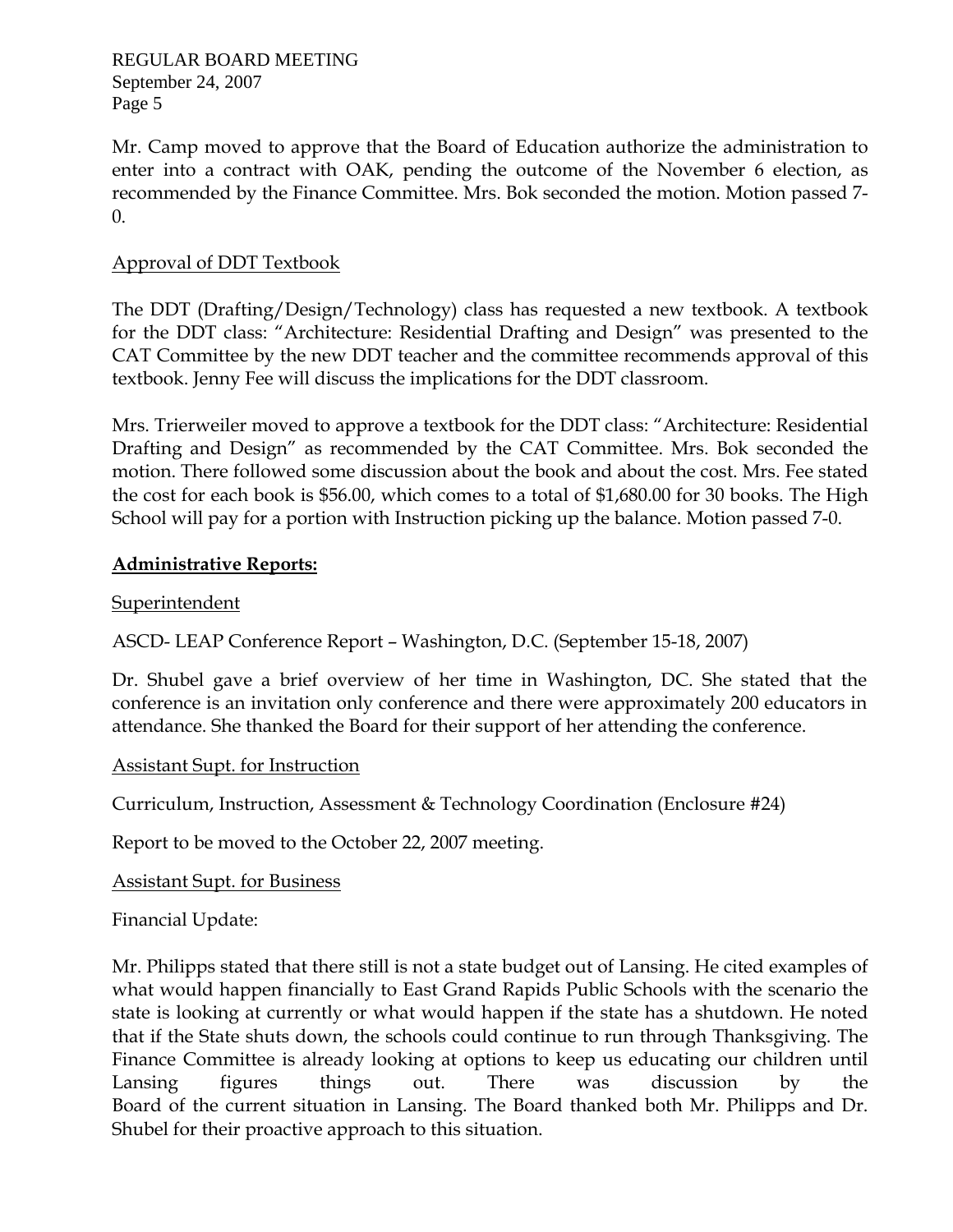Mr. Camp moved to approve that the Board of Education authorize the administration to enter into a contract with OAK, pending the outcome of the November 6 election, as recommended by the Finance Committee. Mrs. Bok seconded the motion. Motion passed 7-0.

Approval of DDT Textbook

The DDT (Drafting/Design/Technology) class has requested a new textbook. A textbook for the DDT class: "Architecture: Residential Drafting and Design" was presented to the CAT Committee by the new DDT teacher and the committee recommends approval of this textbook. Jenny Fee will discuss the implications for the DDT classroom.

Mrs. Trierweiler moved to approve a textbook for the DDT class: "Architecture: Residential Drafting and Design" as recommended by the CAT Committee. Mrs. Bok seconded the motion. There followed some discussion about the book and about the cost. Mrs. Fee stated the cost for each book is $56.00, which comes to a total of $1,680.00 for 30 books. The High School will pay for a portion with Instruction picking up the balance. Motion passed 7-0.

**Administrative Reports:**

Superintendent

ASCD- LEAP Conference Report – Washington, D.C. (September 15-18, 2007)

Dr. Shubel gave a brief overview of her time in Washington, DC. She stated that the conference is an invitation only conference and there were approximately 200 educators in attendance. She thanked the Board for their support of her attending the conference.

Assistant Supt. for Instruction

Curriculum, Instruction, Assessment & Technology Coordination (Enclosure #24)

Report to be moved to the October 22, 2007 meeting.

Assistant Supt. for Business

Financial Update:

Mr. Philipps stated that there still is not a state budget out of Lansing. He cited examples of what would happen financially to East Grand Rapids Public Schools with the scenario the state is looking at currently or what would happen if the state has a shutdown. He noted that if the State shuts down, the schools could continue to run through Thanksgiving. The Finance Committee is already looking at options to keep us educating our children until Lansing figures things out. There was discussion by the Board of the current situation in Lansing. The Board thanked both Mr. Philipps and Dr. Shubel for their proactive approach to this situation.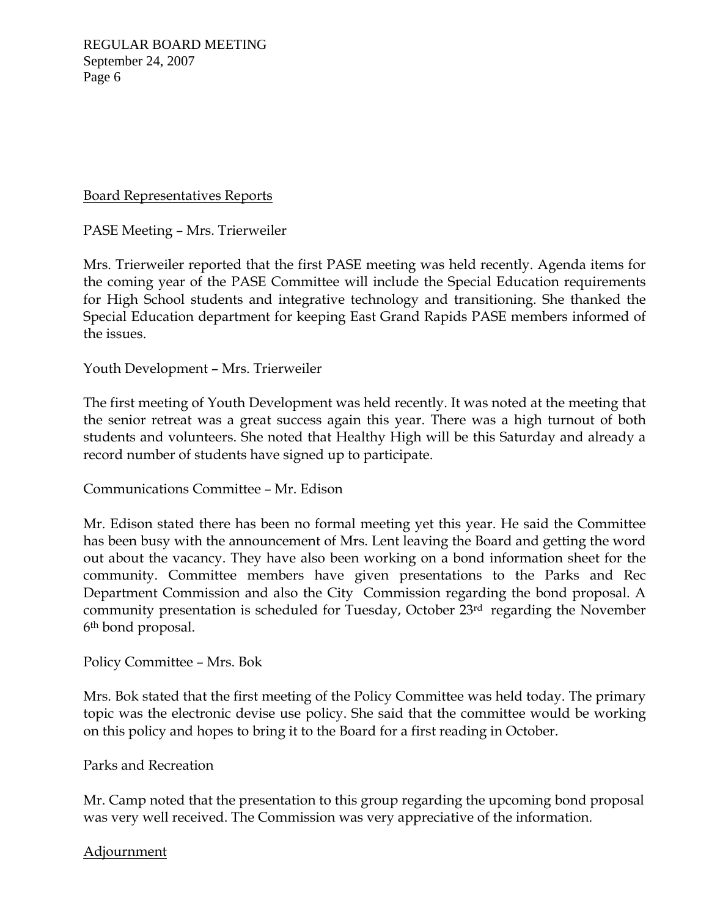## Board Representatives Reports

PASE Meeting – Mrs. Trierweiler

Mrs. Trierweiler reported that the first PASE meeting was held recently. Agenda items for the coming year of the PASE Committee will include the Special Education requirements for High School students and integrative technology and transitioning. She thanked the Special Education department for keeping East Grand Rapids PASE members informed of the issues.

Youth Development – Mrs. Trierweiler

The first meeting of Youth Development was held recently. It was noted at the meeting that the senior retreat was a great success again this year. There was a high turnout of both students and volunteers. She noted that Healthy High will be this Saturday and already a record number of students have signed up to participate.

Communications Committee – Mr. Edison

Mr. Edison stated there has been no formal meeting yet this year. He said the Committee has been busy with the announcement of Mrs. Lent leaving the Board and getting the word out about the vacancy. They have also been working on a bond information sheet for the community. Committee members have given presentations to the Parks and Rec Department Commission and also the City Commission regarding the bond proposal. A community presentation is scheduled for Tuesday, October 23rd regarding the November 6th bond proposal.

Policy Committee – Mrs. Bok

Mrs. Bok stated that the first meeting of the Policy Committee was held today. The primary topic was the electronic devise use policy. She said that the committee would be working on this policy and hopes to bring it to the Board for a first reading in October.

Parks and Recreation

Mr. Camp noted that the presentation to this group regarding the upcoming bond proposal was very well received. The Commission was very appreciative of the information.

## Adjournment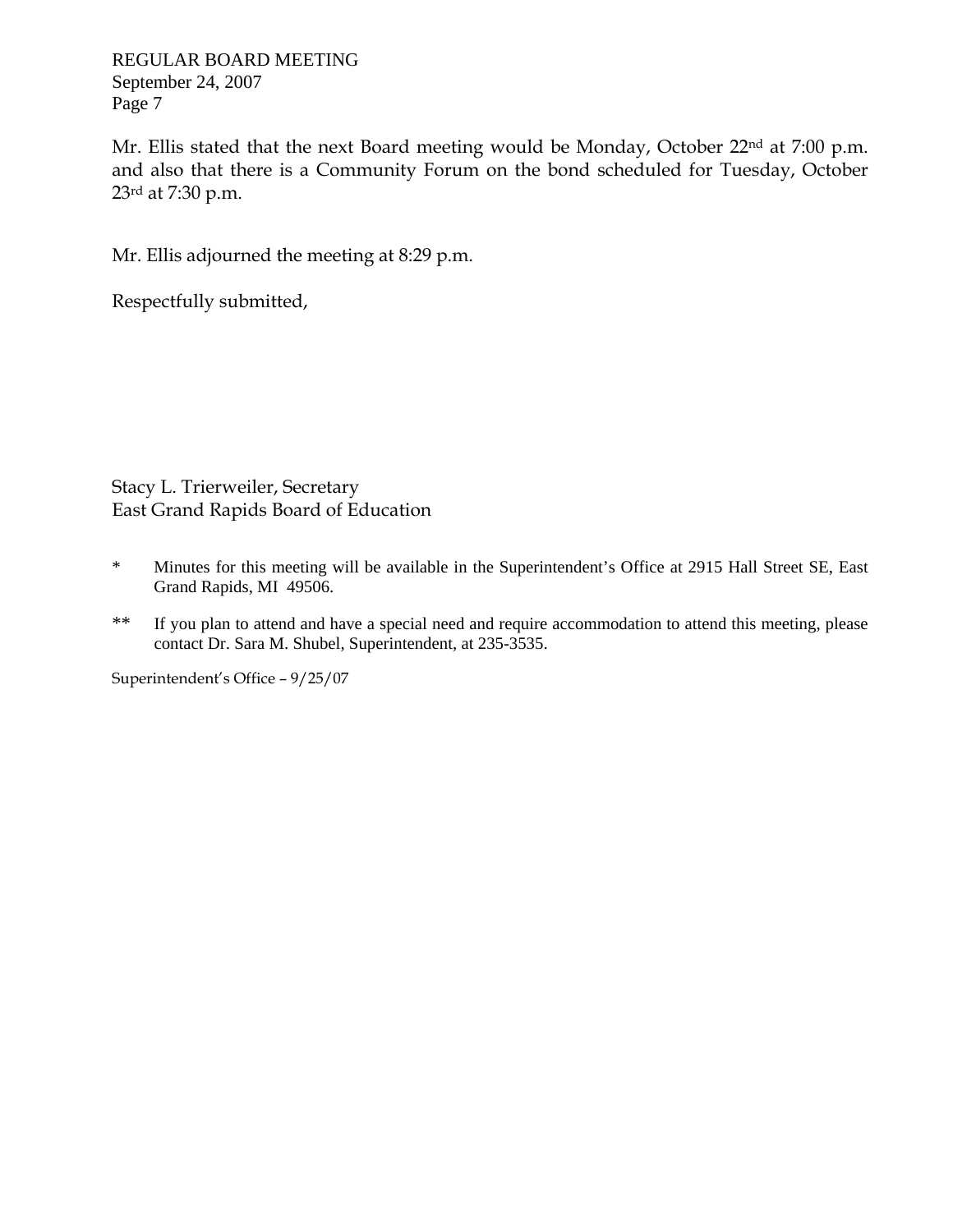Mr. Ellis stated that the next Board meeting would be Monday, October 22nd at 7:00 p.m. and also that there is a Community Forum on the bond scheduled for Tuesday, October 23rd at 7:30 p.m.

Mr. Ellis adjourned the meeting at 8:29 p.m.

Respectfully submitted,

Stacy L. Trierweiler, Secretary
East Grand Rapids Board of Education

\* Minutes for this meeting will be available in the Superintendent's Office at 2915 Hall Street SE, East Grand Rapids, MI 49506.

\*\* If you plan to attend and have a special need and require accommodation to attend this meeting, please contact Dr. Sara M. Shubel, Superintendent, at 235-3535.

Superintendent's Office – 9/25/07